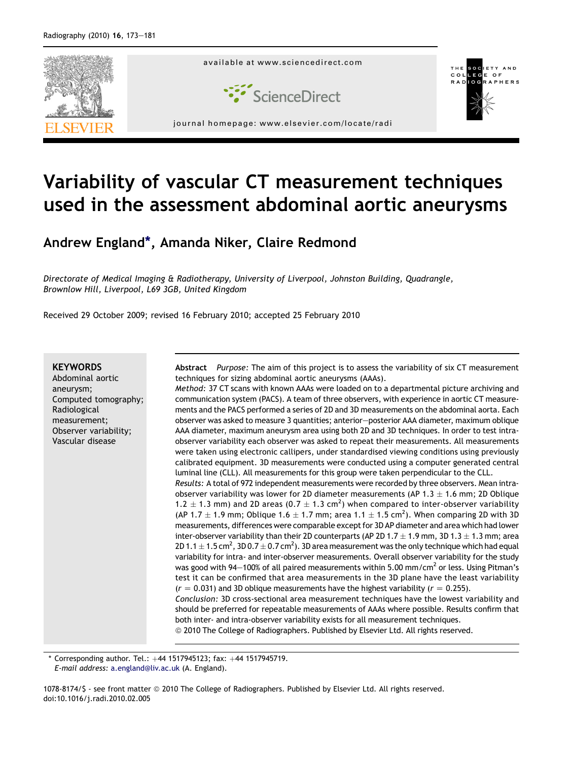# Variability of vascular CT measurement techniques used in the assessment abdominal aortic aneurysms

Andrew England*, Amanda Niker, Claire Redmond

*Directorate of Medical Imaging & Radiotherapy, University of Liverpool, Johnston Building, Quadrangle, Brownlow Hill, Liverpool, L69 3GB, United Kingdom*

Received 29 October 2009; revised 16 February 2010; accepted 25 February 2010

**KEYWORDS**
Abdominal aortic aneurysm;
Computed tomography;
Radiological measurement;
Observer variability;
Vascular disease

**Abstract** *Purpose:* The aim of this project is to assess the variability of six CT measurement techniques for sizing abdominal aortic aneurysms (AAAs).

*Method:* 37 CT scans with known AAAs were loaded on to a departmental picture archiving and communication system (PACS). A team of three observers, with experience in aortic CT measurements and the PACS performed a series of 2D and 3D measurements on the abdominal aorta. Each observer was asked to measure 3 quantities; anterior–posterior AAA diameter, maximum oblique AAA diameter, maximum aneurysm area using both 2D and 3D techniques. In order to test intra-observer variability each observer was asked to repeat their measurements. All measurements were taken using electronic callipers, under standardised viewing conditions using previously calibrated equipment. 3D measurements were conducted using a computer generated central luminal line (CLL). All measurements for this group were taken perpendicular to the CLL.

*Results:* A total of 972 independent measurements were recorded by three observers. Mean intra-observer variability was lower for 2D diameter measurements (AP $1.3 \pm 1.6$ mm; 2D Oblique $1.2 \pm 1.3$ mm) and 2D areas ($0.7 \pm 1.3$ cm$^2$) when compared to inter-observer variability (AP $1.7 \pm 1.9$ mm; Oblique $1.6 \pm 1.7$ mm; area $1.1 \pm 1.5$ cm$^2$). When comparing 2D with 3D measurements, differences were comparable except for 3D AP diameter and area which had lower inter-observer variability than their 2D counterparts (AP 2D $1.7 \pm 1.9$ mm, 3D $1.3 \pm 1.3$ mm; area 2D $1.1 \pm 1.5$ cm$^2$, 3D $0.7 \pm 0.7$ cm$^2$). 3D area measurement was the only technique which had equal variability for intra- and inter-observer measurements. Overall observer variability for the study was good with 94–100% of all paired measurements within 5.00 mm/cm$^2$ or less. Using Pitman's test it can be confirmed that area measurements in the 3D plane have the least variability ($r = 0.031$) and 3D oblique measurements have the highest variability ($r = 0.255$).

*Conclusion:* 3D cross-sectional area measurement techniques have the lowest variability and should be preferred for repeatable measurements of AAAs where possible. Results confirm that both inter- and intra-observer variability exists for all measurement techniques.

© 2010 The College of Radiographers. Published by Elsevier Ltd. All rights reserved.

* Corresponding author. Tel.: +44 1517945123; fax: +44 1517945719.
*E-mail address:* a.england@liv.ac.uk (A. England).

1078-8174/$ - see front matter © 2010 The College of Radiographers. Published by Elsevier Ltd. All rights reserved.
doi:10.1016/j.radi.2010.02.005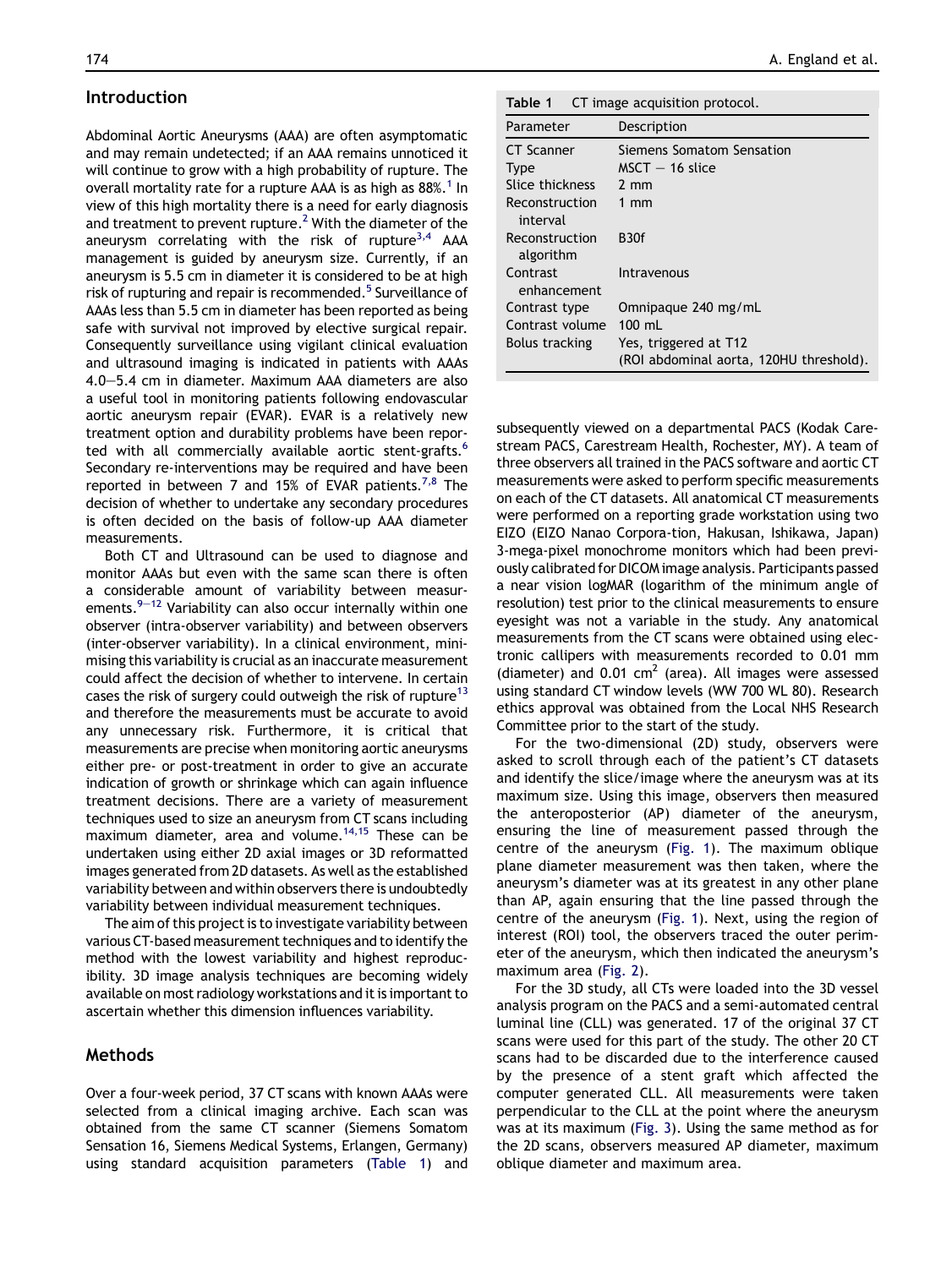## Introduction

Abdominal Aortic Aneurysms (AAA) are often asymptomatic and may remain undetected; if an AAA remains unnoticed it will continue to grow with a high probability of rupture. The overall mortality rate for a rupture AAA is as high as 88%.[1] In view of this high mortality there is a need for early diagnosis and treatment to prevent rupture.[2] With the diameter of the aneurysm correlating with the risk of rupture[3,4] AAA management is guided by aneurysm size. Currently, if an aneurysm is 5.5 cm in diameter it is considered to be at high risk of rupturing and repair is recommended.[5] Surveillance of AAAs less than 5.5 cm in diameter has been reported as being safe with survival not improved by elective surgical repair. Consequently surveillance using vigilant clinical evaluation and ultrasound imaging is indicated in patients with AAAs 4.0–5.4 cm in diameter. Maximum AAA diameters are also a useful tool in monitoring patients following endovascular aortic aneurysm repair (EVAR). EVAR is a relatively new treatment option and durability problems have been reported with all commercially available aortic stent-grafts.[6] Secondary re-interventions may be required and have been reported in between 7 and 15% of EVAR patients.[7,8] The decision of whether to undertake any secondary procedures is often decided on the basis of follow-up AAA diameter measurements.

Both CT and Ultrasound can be used to diagnose and monitor AAAs but even with the same scan there is often a considerable amount of variability between measurements.[9–12] Variability can also occur internally within one observer (intra-observer variability) and between observers (inter-observer variability). In a clinical environment, minimising this variability is crucial as an inaccurate measurement could affect the decision of whether to intervene. In certain cases the risk of surgery could outweigh the risk of rupture[13] and therefore the measurements must be accurate to avoid any unnecessary risk. Furthermore, it is critical that measurements are precise when monitoring aortic aneurysms either pre- or post-treatment in order to give an accurate indication of growth or shrinkage which can again influence treatment decisions. There are a variety of measurement techniques used to size an aneurysm from CT scans including maximum diameter, area and volume.[14,15] These can be undertaken using either 2D axial images or 3D reformatted images generated from 2D datasets. As well as the established variability between and within observers there is undoubtedly variability between individual measurement techniques.

The aim of this project is to investigate variability between various CT-based measurement techniques and to identify the method with the lowest variability and highest reproducibility. 3D image analysis techniques are becoming widely available on most radiology workstations and it is important to ascertain whether this dimension influences variability.

## Methods

Over a four-week period, 37 CT scans with known AAAs were selected from a clinical imaging archive. Each scan was obtained from the same CT scanner (Siemens Somatom Sensation 16, Siemens Medical Systems, Erlangen, Germany) using standard acquisition parameters (Table 1) and subsequently viewed on a departmental PACS (Kodak Carestream PACS, Carestream Health, Rochester, MY). A team of three observers all trained in the PACS software and aortic CT measurements were asked to perform specific measurements on each of the CT datasets. All anatomical CT measurements were performed on a reporting grade workstation using two EIZO (EIZO Nanao Corpora-tion, Hakusan, Ishikawa, Japan) 3-mega-pixel monochrome monitors which had been previously calibrated for DICOM image analysis. Participants passed a near vision logMAR (logarithm of the minimum angle of resolution) test prior to the clinical measurements to ensure eyesight was not a variable in the study. Any anatomical measurements from the CT scans were obtained using electronic callipers with measurements recorded to 0.01 mm (diameter) and 0.01 $cm^2$ (area). All images were assessed using standard CT window levels (WW 700 WL 80). Research ethics approval was obtained from the Local NHS Research Committee prior to the start of the study.

**Table 1** CT image acquisition protocol.

| Parameter | Description |
|---|---|
| CT Scanner | Siemens Somatom Sensation |
| Type | MSCT − 16 slice |
| Slice thickness | 2 mm |
| Reconstruction interval | 1 mm |
| Reconstruction algorithm | B30f |
| Contrast enhancement | Intravenous |
| Contrast type | Omnipaque 240 mg/mL |
| Contrast volume | 100 mL |
| Bolus tracking | Yes, triggered at T12 (ROI abdominal aorta, 120HU threshold). |

For the two-dimensional (2D) study, observers were asked to scroll through each of the patient's CT datasets and identify the slice/image where the aneurysm was at its maximum size. Using this image, observers then measured the anteroposterior (AP) diameter of the aneurysm, ensuring the line of measurement passed through the centre of the aneurysm (Fig. 1). The maximum oblique plane diameter measurement was then taken, where the aneurysm's diameter was at its greatest in any other plane than AP, again ensuring that the line passed through the centre of the aneurysm (Fig. 1). Next, using the region of interest (ROI) tool, the observers traced the outer perimeter of the aneurysm, which then indicated the aneurysm's maximum area (Fig. 2).

For the 3D study, all CTs were loaded into the 3D vessel analysis program on the PACS and a semi-automated central luminal line (CLL) was generated. 17 of the original 37 CT scans were used for this part of the study. The other 20 CT scans had to be discarded due to the interference caused by the presence of a stent graft which affected the computer generated CLL. All measurements were taken perpendicular to the CLL at the point where the aneurysm was at its maximum (Fig. 3). Using the same method as for the 2D scans, observers measured AP diameter, maximum oblique diameter and maximum area.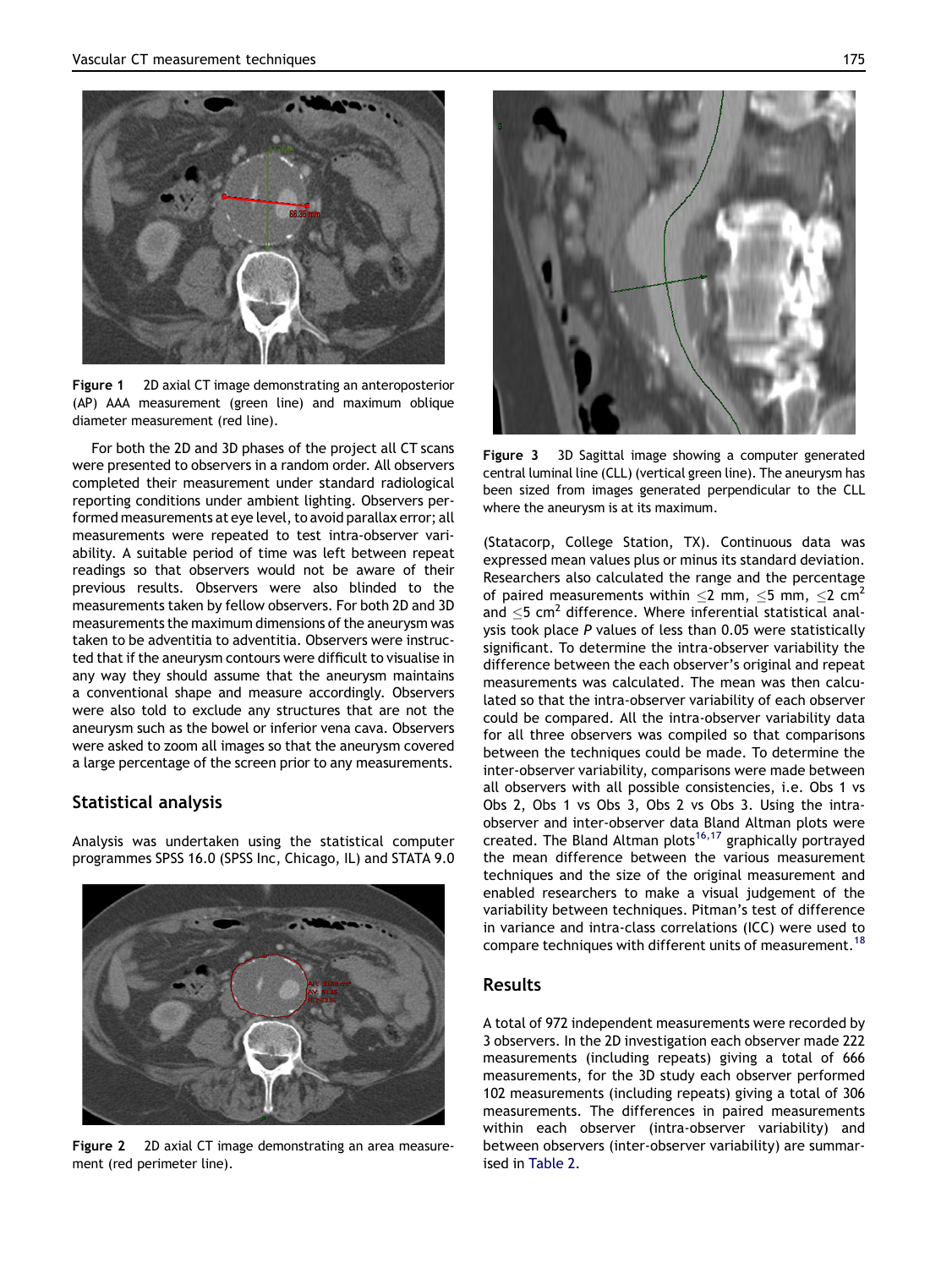Figure 1 2D axial CT image demonstrating an anteroposterior (AP) AAA measurement (green line) and maximum oblique diameter measurement (red line).

For both the 2D and 3D phases of the project all CT scans were presented to observers in a random order. All observers completed their measurement under standard radiological reporting conditions under ambient lighting. Observers performed measurements at eye level, to avoid parallax error; all measurements were repeated to test intra-observer variability. A suitable period of time was left between repeat readings so that observers would not be aware of their previous results. Observers were also blinded to the measurements taken by fellow observers. For both 2D and 3D measurements the maximum dimensions of the aneurysm was taken to be adventitia to adventitia. Observers were instructed that if the aneurysm contours were difficult to visualise in any way they should assume that the aneurysm maintains a conventional shape and measure accordingly. Observers were also told to exclude any structures that are not the aneurysm such as the bowel or inferior vena cava. Observers were asked to zoom all images so that the aneurysm covered a large percentage of the screen prior to any measurements.

## Statistical analysis

Analysis was undertaken using the statistical computer programmes SPSS 16.0 (SPSS Inc, Chicago, IL) and STATA 9.0 (Statacorp, College Station, TX). Continuous data was expressed mean values plus or minus its standard deviation. Researchers also calculated the range and the percentage of paired measurements within $\leq$2 mm, $\leq$5 mm, $\leq$2 cm$^2$ and $\leq$5 cm$^2$ difference. Where inferential statistical analysis took place $P$ values of less than 0.05 were statistically significant. To determine the intra-observer variability the difference between the each observer's original and repeat measurements was calculated. The mean was then calculated so that the intra-observer variability of each observer could be compared. All the intra-observer variability data for all three observers was compiled so that comparisons between the techniques could be made. To determine the inter-observer variability, comparisons were made between all observers with all possible consistencies, i.e. Obs 1 vs Obs 2, Obs 1 vs Obs 3, Obs 2 vs Obs 3. Using the intra-observer and inter-observer data Bland Altman plots were created. The Bland Altman plots[16,17] graphically portrayed the mean difference between the various measurement techniques and the size of the original measurement and enabled researchers to make a visual judgement of the variability between techniques. Pitman's test of difference in variance and intra-class correlations (ICC) were used to compare techniques with different units of measurement.[18]

Figure 2 2D axial CT image demonstrating an area measurement (red perimeter line).

Figure 3 3D Sagittal image showing a computer generated central luminal line (CLL) (vertical green line). The aneurysm has been sized from images generated perpendicular to the CLL where the aneurysm is at its maximum.

## Results

A total of 972 independent measurements were recorded by 3 observers. In the 2D investigation each observer made 222 measurements (including repeats) giving a total of 666 measurements, for the 3D study each observer performed 102 measurements (including repeats) giving a total of 306 measurements. The differences in paired measurements within each observer (intra-observer variability) and between observers (inter-observer variability) are summarised in Table 2.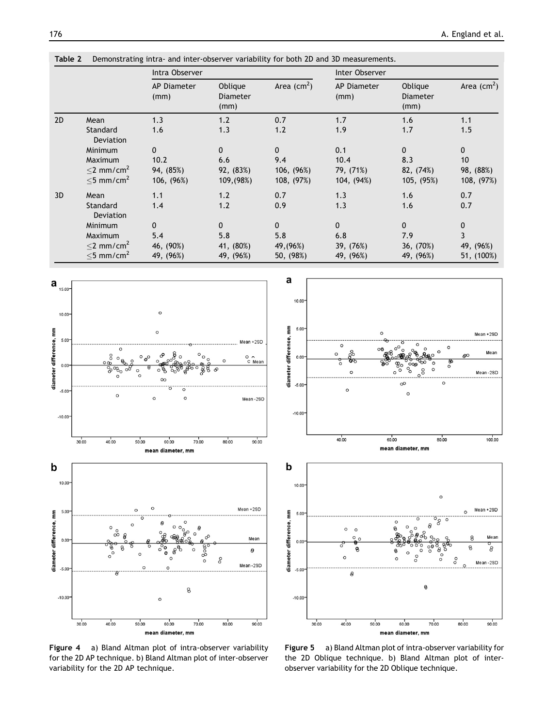**Table 2** Demonstrating intra- and inter-observer variability for both 2D and 3D measurements.

| | | Intra Observer | | | Inter Observer | | |
|---|---|---|---|---|---|---|---|
| | | AP Diameter (mm) | Oblique Diameter (mm) | Area ($cm^2$) | AP Diameter (mm) | Oblique Diameter (mm) | Area ($cm^2$) |
| 2D | Mean | 1.3 | 1.2 | 0.7 | 1.7 | 1.6 | 1.1 |
| | Standard Deviation | 1.6 | 1.3 | 1.2 | 1.9 | 1.7 | 1.5 |
| | Minimum | 0 | 0 | 0 | 0.1 | 0 | 0 |
| | Maximum | 10.2 | 6.6 | 9.4 | 10.4 | 8.3 | 10 |
| | $\leq$2 mm/$cm^2$ | 94, (85%) | 92, (83%) | 106, (96%) | 79, (71%) | 82, (74%) | 98, (88%) |
| | $\leq$5 mm/$cm^2$ | 106, (96%) | 109,(98%) | 108, (97%) | 104, (94%) | 105, (95%) | 108, (97%) |
| 3D | Mean | 1.1 | 1.2 | 0.7 | 1.3 | 1.6 | 0.7 |
| | Standard Deviation | 1.4 | 1.2 | 0.9 | 1.3 | 1.6 | 0.7 |
| | Minimum | 0 | 0 | 0 | 0 | 0 | 0 |
| | Maximum | 5.4 | 5.8 | 5.8 | 6.8 | 7.9 | 3 |
| | $\leq$2 mm/$cm^2$ | 46, (90%) | 41, (80%) | 49,(96%) | 39, (76%) | 36, (70%) | 49, (96%) |
| | $\leq$5 mm/$cm^2$ | 49, (96%) | 49, (96%) | 50, (98%) | 49, (96%) | 49, (96%) | 51, (100%) |

**Figure 4** a) Bland Altman plot of intra-observer variability for the 2D AP technique. b) Bland Altman plot of inter-observer variability for the 2D AP technique.

**Figure 5** a) Bland Altman plot of intra-observer variability for the 2D Oblique technique. b) Bland Altman plot of inter-observer variability for the 2D Oblique technique.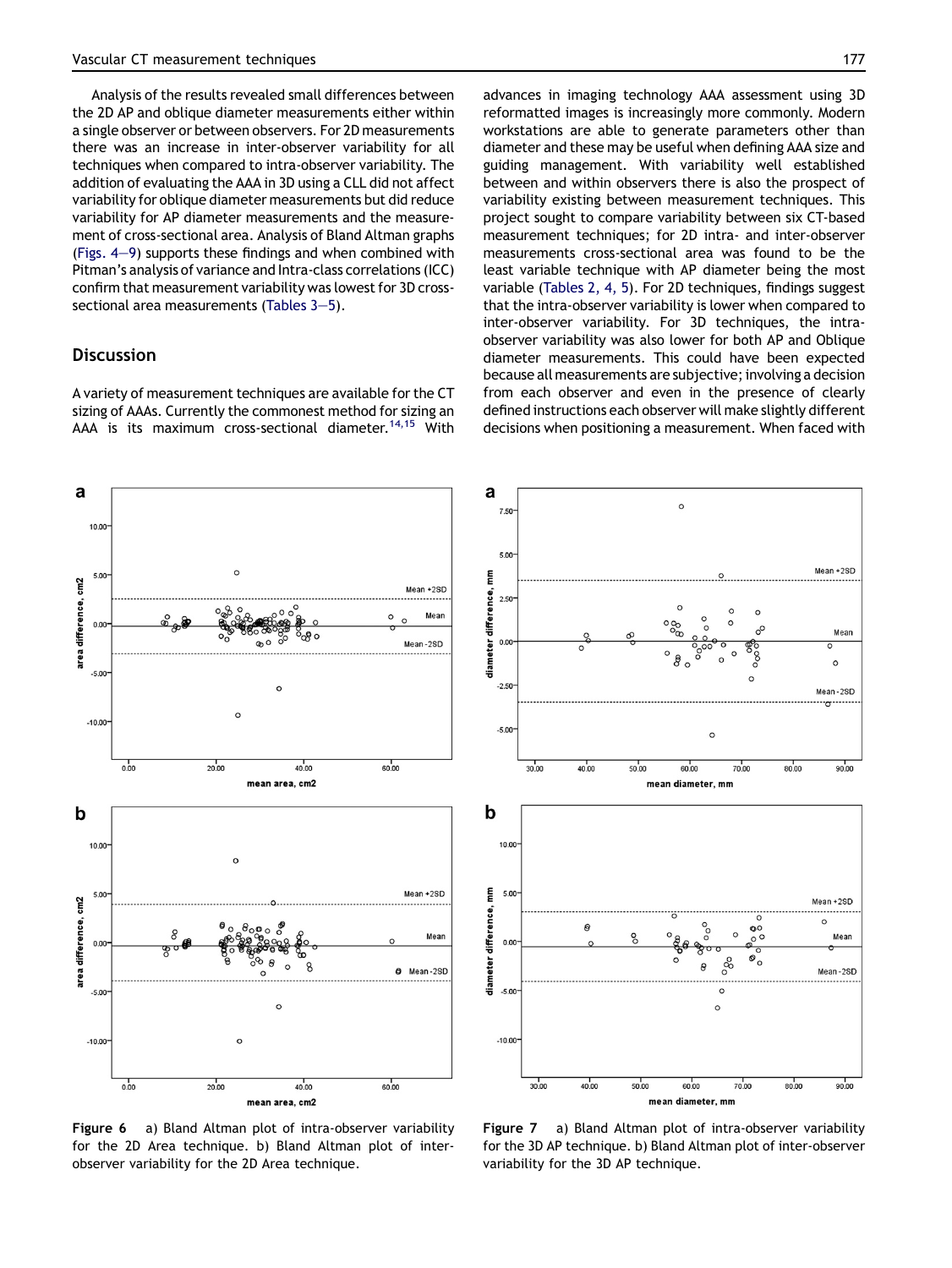Analysis of the results revealed small differences between the 2D AP and oblique diameter measurements either within a single observer or between observers. For 2D measurements there was an increase in inter-observer variability for all techniques when compared to intra-observer variability. The addition of evaluating the AAA in 3D using a CLL did not affect variability for oblique diameter measurements but did reduce variability for AP diameter measurements and the measurement of cross-sectional area. Analysis of Bland Altman graphs (Figs. 4–9) supports these findings and when combined with Pitman's analysis of variance and Intra-class correlations (ICC) confirm that measurement variability was lowest for 3D cross-sectional area measurements (Tables 3–5).

## Discussion

A variety of measurement techniques are available for the CT sizing of AAAs. Currently the commonest method for sizing an AAA is its maximum cross-sectional diameter.[14,15] With advances in imaging technology AAA assessment using 3D reformatted images is increasingly more commonly. Modern workstations are able to generate parameters other than diameter and these may be useful when defining AAA size and guiding management. With variability well established between and within observers there is also the prospect of variability existing between measurement techniques. This project sought to compare variability between six CT-based measurement techniques; for 2D intra- and inter-observer measurements cross-sectional area was found to be the least variable technique with AP diameter being the most variable (Tables 2, 4, 5). For 2D techniques, findings suggest that the intra-observer variability is lower when compared to inter-observer variability. For 3D techniques, the intra-observer variability was also lower for both AP and Oblique diameter measurements. This could have been expected because all measurements are subjective; involving a decision from each observer and even in the presence of clearly defined instructions each observer will make slightly different decisions when positioning a measurement. When faced with

**Figure 6** a) Bland Altman plot of intra-observer variability for the 2D Area technique. b) Bland Altman plot of inter-observer variability for the 2D Area technique.

**Figure 7** a) Bland Altman plot of intra-observer variability for the 3D AP technique. b) Bland Altman plot of inter-observer variability for the 3D AP technique.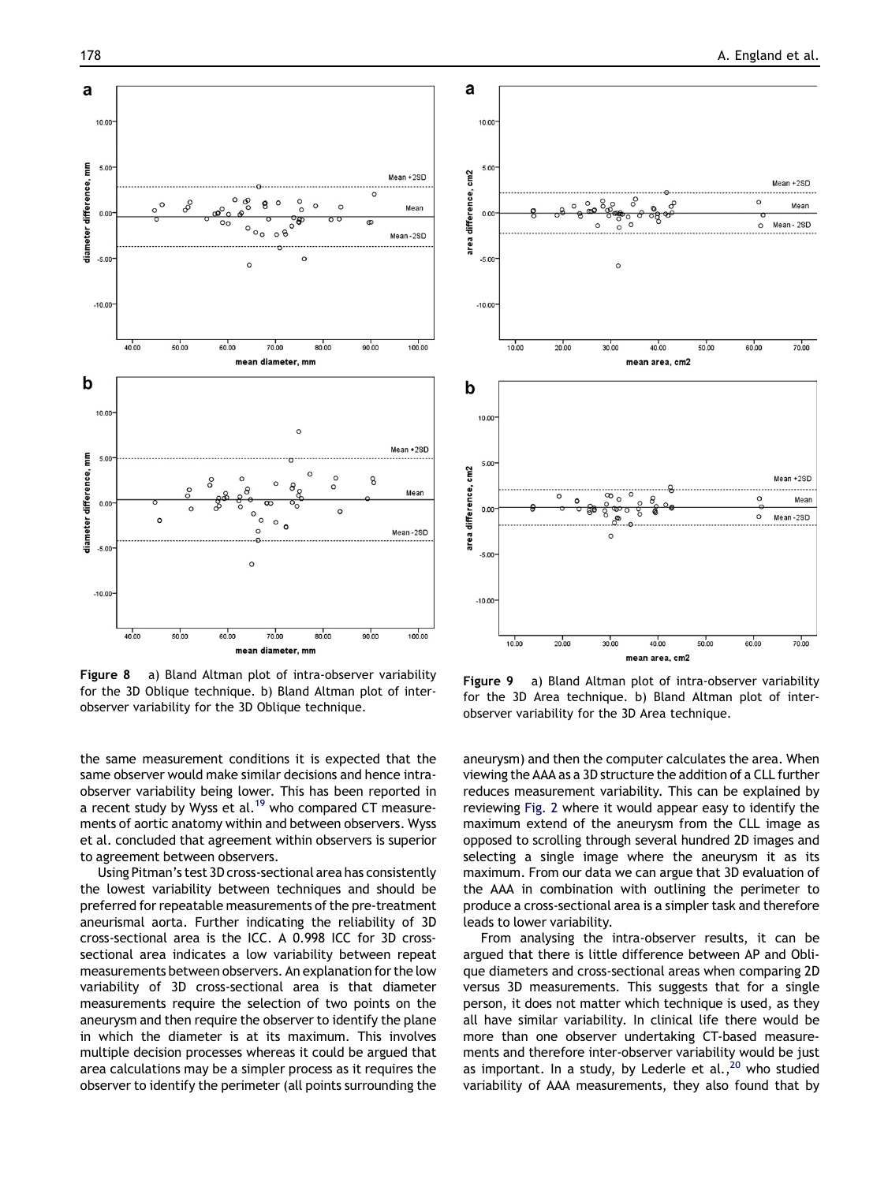Figure 8 a) Bland Altman plot of intra-observer variability for the 3D Oblique technique. b) Bland Altman plot of inter-observer variability for the 3D Oblique technique.

Figure 9 a) Bland Altman plot of intra-observer variability for the 3D Area technique. b) Bland Altman plot of inter-observer variability for the 3D Area technique.

the same measurement conditions it is expected that the same observer would make similar decisions and hence intra-observer variability being lower. This has been reported in a recent study by Wyss et al.[19] who compared CT measurements of aortic anatomy within and between observers. Wyss et al. concluded that agreement within observers is superior to agreement between observers.

Using Pitman's test 3D cross-sectional area has consistently the lowest variability between techniques and should be preferred for repeatable measurements of the pre-treatment aneurismal aorta. Further indicating the reliability of 3D cross-sectional area is the ICC. A 0.998 ICC for 3D cross-sectional area indicates a low variability between repeat measurements between observers. An explanation for the low variability of 3D cross-sectional area is that diameter measurements require the selection of two points on the aneurysm and then require the observer to identify the plane in which the diameter is at its maximum. This involves multiple decision processes whereas it could be argued that area calculations may be a simpler process as it requires the observer to identify the perimeter (all points surrounding the aneurysm) and then the computer calculates the area. When viewing the AAA as a 3D structure the addition of a CLL further reduces measurement variability. This can be explained by reviewing Fig. 2 where it would appear easy to identify the maximum extend of the aneurysm from the CLL image as opposed to scrolling through several hundred 2D images and selecting a single image where the aneurysm it as its maximum. From our data we can argue that 3D evaluation of the AAA in combination with outlining the perimeter to produce a cross-sectional area is a simpler task and therefore leads to lower variability.

From analysing the intra-observer results, it can be argued that there is little difference between AP and Oblique diameters and cross-sectional areas when comparing 2D versus 3D measurements. This suggests that for a single person, it does not matter which technique is used, as they all have similar variability. In clinical life there would be more than one observer undertaking CT-based measurements and therefore inter-observer variability would be just as important. In a study, by Lederle et al.,[20] who studied variability of AAA measurements, they also found that by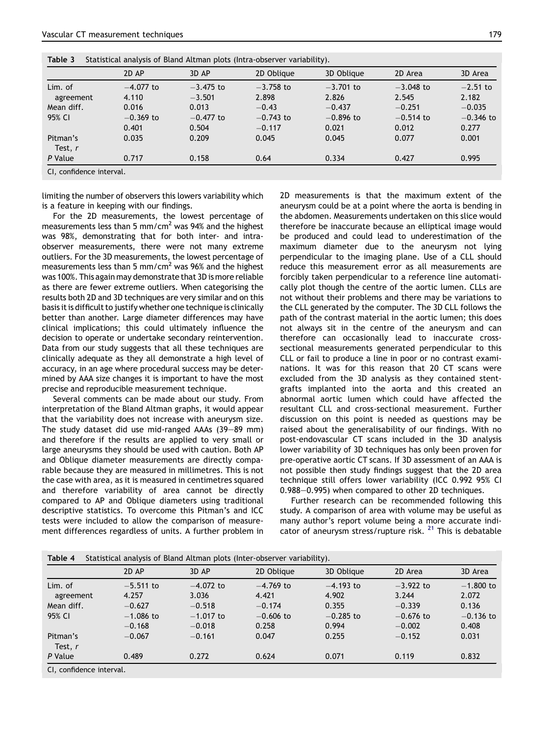**Table 3** Statistical analysis of Bland Altman plots (Intra-observer variability).

| | 2D AP | 3D AP | 2D Oblique | 3D Oblique | 2D Area | 3D Area |
|---|---|---|---|---|---|---|
| Lim. of agreement | −4.077 to 4.110 | −3.475 to −3.501 | −3.758 to 2.898 | −3.701 to 2.826 | −3.048 to 2.545 | −2.51 to 2.182 |
| Mean diff. | 0.016 | 0.013 | −0.43 | −0.437 | −0.251 | −0.035 |
| 95% CI | −0.369 to 0.401 | −0.477 to 0.504 | −0.743 to −0.117 | −0.896 to 0.021 | −0.514 to 0.012 | −0.346 to 0.277 |
| Pitman's Test, *r* | 0.035 | 0.209 | 0.045 | 0.045 | 0.077 | 0.001 |
| *P* Value | 0.717 | 0.158 | 0.64 | 0.334 | 0.427 | 0.995 |

CI, confidence interval.

limiting the number of observers this lowers variability which is a feature in keeping with our findings.

For the 2D measurements, the lowest percentage of measurements less than 5 mm/cm$^2$ was 94% and the highest was 98%, demonstrating that for both inter- and intra-observer measurements, there were not many extreme outliers. For the 3D measurements, the lowest percentage of measurements less than 5 mm/cm$^2$ was 96% and the highest was 100%. This again may demonstrate that 3D is more reliable as there are fewer extreme outliers. When categorising the results both 2D and 3D techniques are very similar and on this basis it is difficult to justify whether one technique is clinically better than another. Large diameter differences may have clinical implications; this could ultimately influence the decision to operate or undertake secondary reintervention. Data from our study suggests that all these techniques are clinically adequate as they all demonstrate a high level of accuracy, in an age where procedural success may be determined by AAA size changes it is important to have the most precise and reproducible measurement technique.

Several comments can be made about our study. From interpretation of the Bland Altman graphs, it would appear that the variability does not increase with aneurysm size. The study dataset did use mid-ranged AAAs (39–89 mm) and therefore if the results are applied to very small or large aneurysms they should be used with caution. Both AP and Oblique diameter measurements are directly comparable because they are measured in millimetres. This is not the case with area, as it is measured in centimetres squared and therefore variability of area cannot be directly compared to AP and Oblique diameters using traditional descriptive statistics. To overcome this Pitman's and ICC tests were included to allow the comparison of measurement differences regardless of units. A further problem in 2D measurements is that the maximum extent of the aneurysm could be at a point where the aorta is bending in the abdomen. Measurements undertaken on this slice would therefore be inaccurate because an elliptical image would be produced and could lead to underestimation of the maximum diameter due to the aneurysm not lying perpendicular to the imaging plane. Use of a CLL should reduce this measurement error as all measurements are forcibly taken perpendicular to a reference line automatically plot though the centre of the aortic lumen. CLLs are not without their problems and there may be variations to the CLL generated by the computer. The 3D CLL follows the path of the contrast material in the aortic lumen; this does not always sit in the centre of the aneurysm and can therefore can occasionally lead to inaccurate cross-sectional measurements generated perpendicular to this CLL or fail to produce a line in poor or no contrast examinations. It was for this reason that 20 CT scans were excluded from the 3D analysis as they contained stent-grafts implanted into the aorta and this created an abnormal aortic lumen which could have affected the resultant CLL and cross-sectional measurement. Further discussion on this point is needed as questions may be raised about the generalisability of our findings. With no post-endovascular CT scans included in the 3D analysis lower variability of 3D techniques has only been proven for pre-operative aortic CT scans. If 3D assessment of an AAA is not possible then study findings suggest that the 2D area technique still offers lower variability (ICC 0.992 95% CI 0.988–0.995) when compared to other 2D techniques.

Further research can be recommended following this study. A comparison of area with volume may be useful as many author's report volume being a more accurate indicator of aneurysm stress/rupture risk. [21] This is debatable

**Table 4** Statistical analysis of Bland Altman plots (Inter-observer variability).

| | 2D AP | 3D AP | 2D Oblique | 3D Oblique | 2D Area | 3D Area |
|---|---|---|---|---|---|---|
| Lim. of agreement | −5.511 to 4.257 | −4.072 to 3.036 | −4.769 to 4.421 | −4.193 to 4.902 | −3.922 to 3.244 | −1.800 to 2.072 |
| Mean diff. | −0.627 | −0.518 | −0.174 | 0.355 | −0.339 | 0.136 |
| 95% CI | −1.086 to −0.168 | −1.017 to −0.018 | −0.606 to 0.258 | −0.285 to 0.994 | −0.676 to −0.002 | −0.136 to 0.408 |
| Pitman's Test, *r* | −0.067 | −0.161 | 0.047 | 0.255 | −0.152 | 0.031 |
| *P* Value | 0.489 | 0.272 | 0.624 | 0.071 | 0.119 | 0.832 |

CI, confidence interval.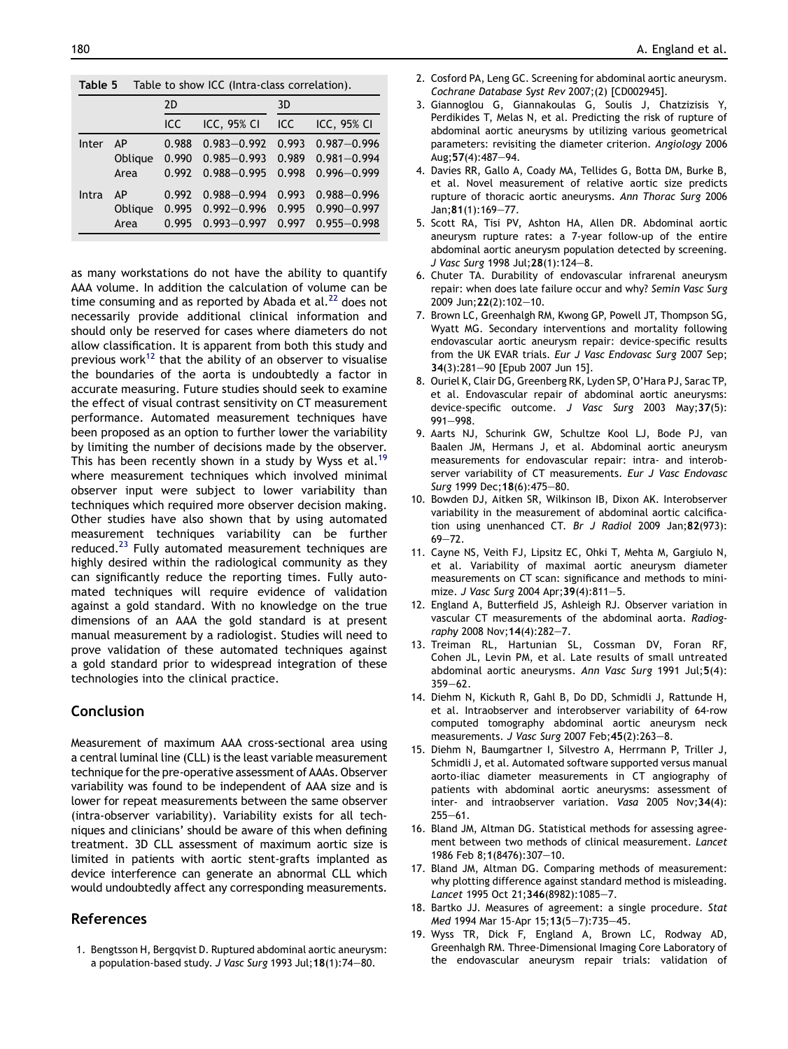**Table 5** Table to show ICC (Intra-class correlation).

| | | 2D | | 3D | |
|---|---|---|---|---|---|
| | | ICC | ICC, 95% CI | ICC | ICC, 95% CI |
| Inter | AP | 0.988 | 0.983–0.992 | 0.993 | 0.987–0.996 |
| | Oblique | 0.990 | 0.985–0.993 | 0.989 | 0.981–0.994 |
| | Area | 0.992 | 0.988–0.995 | 0.998 | 0.996–0.999 |
| Intra | AP | 0.992 | 0.988–0.994 | 0.993 | 0.988–0.996 |
| | Oblique | 0.995 | 0.992–0.996 | 0.995 | 0.990–0.997 |
| | Area | 0.995 | 0.993–0.997 | 0.997 | 0.955–0.998 |

as many workstations do not have the ability to quantify AAA volume. In addition the calculation of volume can be time consuming and as reported by Abada et al.[22] does not necessarily provide additional clinical information and should only be reserved for cases where diameters do not allow classification. It is apparent from both this study and previous work[12] that the ability of an observer to visualise the boundaries of the aorta is undoubtedly a factor in accurate measuring. Future studies should seek to examine the effect of visual contrast sensitivity on CT measurement performance. Automated measurement techniques have been proposed as an option to further lower the variability by limiting the number of decisions made by the observer. This has been recently shown in a study by Wyss et al.[19] where measurement techniques which involved minimal observer input were subject to lower variability than techniques which required more observer decision making. Other studies have also shown that by using automated measurement techniques variability can be further reduced.[23] Fully automated measurement techniques are highly desired within the radiological community as they can significantly reduce the reporting times. Fully automated techniques will require evidence of validation against a gold standard. With no knowledge on the true dimensions of an AAA the gold standard is at present manual measurement by a radiologist. Studies will need to prove validation of these automated techniques against a gold standard prior to widespread integration of these technologies into the clinical practice.

## Conclusion

Measurement of maximum AAA cross-sectional area using a central luminal line (CLL) is the least variable measurement technique for the pre-operative assessment of AAAs. Observer variability was found to be independent of AAA size and is lower for repeat measurements between the same observer (intra-observer variability). Variability exists for all techniques and clinicians' should be aware of this when defining treatment. 3D CLL assessment of maximum aortic size is limited in patients with aortic stent-grafts implanted as device interference can generate an abnormal CLL which would undoubtedly affect any corresponding measurements.

## References

1. Bengtsson H, Bergqvist D. Ruptured abdominal aortic aneurysm: a population-based study. *J Vasc Surg* 1993 Jul;**18**(1):74–80.
2. Cosford PA, Leng GC. Screening for abdominal aortic aneurysm. *Cochrane Database Syst Rev* 2007;(2) [CD002945].
3. Giannoglou G, Giannakoulas G, Soulis J, Chatzizisis Y, Perdikides T, Melas N, et al. Predicting the risk of rupture of abdominal aortic aneurysms by utilizing various geometrical parameters: revisiting the diameter criterion. *Angiology* 2006 Aug;**57**(4):487–94.
4. Davies RR, Gallo A, Coady MA, Tellides G, Botta DM, Burke B, et al. Novel measurement of relative aortic size predicts rupture of thoracic aortic aneurysms. *Ann Thorac Surg* 2006 Jan;**81**(1):169–77.
5. Scott RA, Tisi PV, Ashton HA, Allen DR. Abdominal aortic aneurysm rupture rates: a 7-year follow-up of the entire abdominal aortic aneurysm population detected by screening. *J Vasc Surg* 1998 Jul;**28**(1):124–8.
6. Chuter TA. Durability of endovascular infrarenal aneurysm repair: when does late failure occur and why? *Semin Vasc Surg* 2009 Jun;**22**(2):102–10.
7. Brown LC, Greenhalgh RM, Kwong GP, Powell JT, Thompson SG, Wyatt MG. Secondary interventions and mortality following endovascular aortic aneurysm repair: device-specific results from the UK EVAR trials. *Eur J Vasc Endovasc Surg* 2007 Sep; **34**(3):281–90 [Epub 2007 Jun 15].
8. Ouriel K, Clair DG, Greenberg RK, Lyden SP, O'Hara PJ, Sarac TP, et al. Endovascular repair of abdominal aortic aneurysms: device-specific outcome. *J Vasc Surg* 2003 May;**37**(5): 991–998.
9. Aarts NJ, Schurink GW, Schultze Kool LJ, Bode PJ, van Baalen JM, Hermans J, et al. Abdominal aortic aneurysm measurements for endovascular repair: intra- and interobserver variability of CT measurements. *Eur J Vasc Endovasc Surg* 1999 Dec;**18**(6):475–80.
10. Bowden DJ, Aitken SR, Wilkinson IB, Dixon AK. Interobserver variability in the measurement of abdominal aortic calcification using unenhanced CT. *Br J Radiol* 2009 Jan;**82**(973): 69–72.
11. Cayne NS, Veith FJ, Lipsitz EC, Ohki T, Mehta M, Gargiulo N, et al. Variability of maximal aortic aneurysm diameter measurements on CT scan: significance and methods to minimize. *J Vasc Surg* 2004 Apr;**39**(4):811–5.
12. England A, Butterfield JS, Ashleigh RJ. Observer variation in vascular CT measurements of the abdominal aorta. *Radiography* 2008 Nov;**14**(4):282–7.
13. Treiman RL, Hartunian SL, Cossman DV, Foran RF, Cohen JL, Levin PM, et al. Late results of small untreated abdominal aortic aneurysms. *Ann Vasc Surg* 1991 Jul;**5**(4): 359–62.
14. Diehm N, Kickuth R, Gahl B, Do DD, Schmidli J, Rattunde H, et al. Intraobserver and interobserver variability of 64-row computed tomography abdominal aortic aneurysm neck measurements. *J Vasc Surg* 2007 Feb;**45**(2):263–8.
15. Diehm N, Baumgartner I, Silvestro A, Herrmann P, Triller J, Schmidli J, et al. Automated software supported versus manual aorto-iliac diameter measurements in CT angiography of patients with abdominal aortic aneurysms: assessment of inter- and intraobserver variation. *Vasa* 2005 Nov;**34**(4): 255–61.
16. Bland JM, Altman DG. Statistical methods for assessing agreement between two methods of clinical measurement. *Lancet* 1986 Feb 8;**1**(8476):307–10.
17. Bland JM, Altman DG. Comparing methods of measurement: why plotting difference against standard method is misleading. *Lancet* 1995 Oct 21;**346**(8982):1085–7.
18. Bartko JJ. Measures of agreement: a single procedure. *Stat Med* 1994 Mar 15-Apr 15;**13**(5–7):735–45.
19. Wyss TR, Dick F, England A, Brown LC, Rodway AD, Greenhalgh RM. Three-Dimensional Imaging Core Laboratory of the endovascular aneurysm repair trials: validation of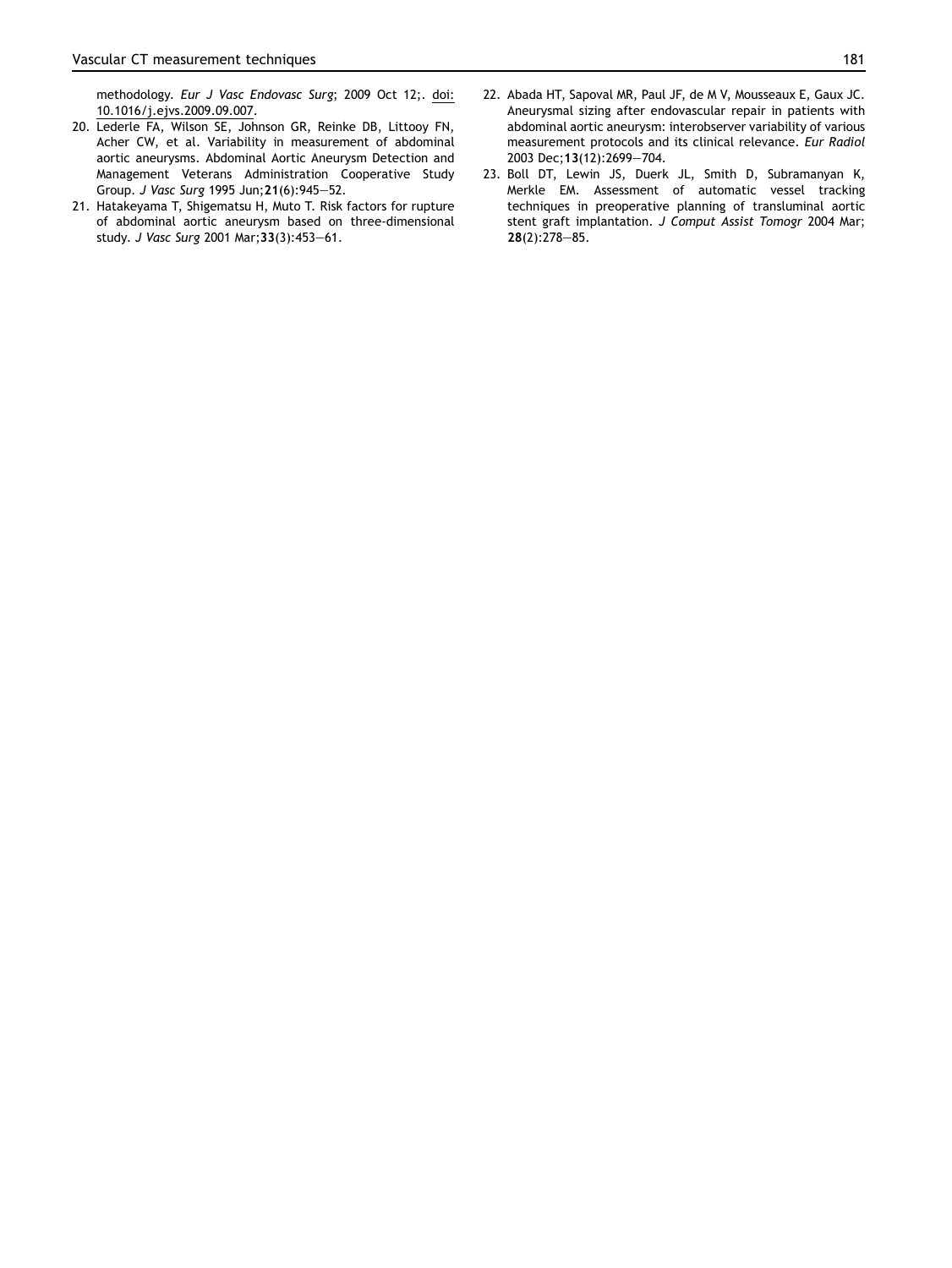methodology. *Eur J Vasc Endovasc Surg*; 2009 Oct 12;. doi: 10.1016/j.ejvs.2009.09.007.

20. Lederle FA, Wilson SE, Johnson GR, Reinke DB, Littooy FN, Acher CW, et al. Variability in measurement of abdominal aortic aneurysms. Abdominal Aortic Aneurysm Detection and Management Veterans Administration Cooperative Study Group. *J Vasc Surg* 1995 Jun;**21**(6):945—52.
21. Hatakeyama T, Shigematsu H, Muto T. Risk factors for rupture of abdominal aortic aneurysm based on three-dimensional study. *J Vasc Surg* 2001 Mar;**33**(3):453—61.
22. Abada HT, Sapoval MR, Paul JF, de M V, Mousseaux E, Gaux JC. Aneurysmal sizing after endovascular repair in patients with abdominal aortic aneurysm: interobserver variability of various measurement protocols and its clinical relevance. *Eur Radiol* 2003 Dec;**13**(12):2699—704.
23. Boll DT, Lewin JS, Duerk JL, Smith D, Subramanyan K, Merkle EM. Assessment of automatic vessel tracking techniques in preoperative planning of transluminal aortic stent graft implantation. *J Comput Assist Tomogr* 2004 Mar; **28**(2):278—85.